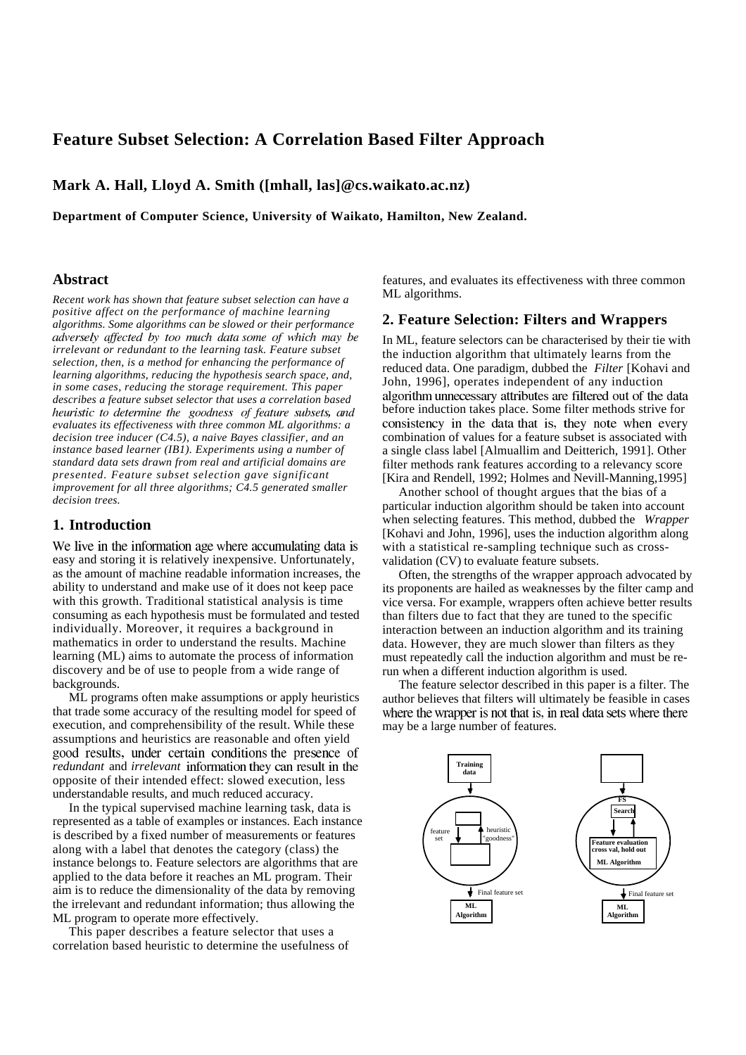# Feature Subset Selection: A Correlation Based Filter Approach

**Mark A. Hall, Lloyd A. Smith ([mhall, las]@cs.waikato.ac.nz)**

**Department of Computer Science, University of Waikato, Hamilton, New Zealand.**

## Abstract

*Recent work has shown that feature subset selection can have a positive affect on the performance of machine learning algorithms. Some algorithms can be slowed or their performance adversely affected by too much data some of which may be irrelevant or redundant to the learning task. Feature subset selection, then, is a method for enhancing the performance of learning algorithms, reducing the hypothesis search space, and, in some cases, reducing the storage requirement. This paper describes a feature subset selector that uses a correlation based heuristic to determine the goodness of feature subsets, and evaluates its effectiveness with three common ML algorithms: a decision tree inducer (C4.5), a naive Bayes classifier, and an instance based learner (IB1). Experiments using a number of standard data sets drawn from real and artificial domains are presented. Feature subset selection gave significant improvement for all three algorithms; C4.5 generated smaller decision trees.*

## 1. Introduction

We live in the information age where accumulating data is easy and storing it is relatively inexpensive. Unfortunately, as the amount of machine readable information increases, the ability to understand and make use of it does not keep pace with this growth. Traditional statistical analysis is time consuming as each hypothesis must be formulated and tested individually. Moreover, it requires a background in mathematics in order to understand the results. Machine learning (ML) aims to automate the process of information discovery and be of use to people from a wide range of backgrounds.

ML programs often make assumptions or apply heuristics that trade some accuracy of the resulting model for speed of execution, and comprehensibility of the result. While these assumptions and heuristics are reasonable and often yield good results, under certain conditions the presence of *redundant* and *irrelevant* information they can result in the opposite of their intended effect: slowed execution, less understandable results, and much reduced accuracy.

In the typical supervised machine learning task, data is represented as a table of examples or instances. Each instance is described by a fixed number of measurements or features along with a label that denotes the category (class) the instance belongs to. Feature selectors are algorithms that are applied to the data before it reaches an ML program. Their aim is to reduce the dimensionality of the data by removing the irrelevant and redundant information; thus allowing the ML program to operate more effectively.

This paper describes a feature selector that uses a correlation based heuristic to determine the usefulness of features, and evaluates its effectiveness with three common ML algorithms.

## 2. Feature Selection: Filters and Wrappers

In ML, feature selectors can be characterised by their tie with the induction algorithm that ultimately learns from the reduced data. One paradigm, dubbed the *Filter* [Kohavi and John, 1996], operates independent of any induction algorithm unnecessary attributes are filtered out of the data before induction takes place. Some filter methods strive for consistency in the data that is, they note when every combination of values for a feature subset is associated with a single class label [Almuallim and Deitterich, 1991]. Other filter methods rank features according to a relevancy score [Kira and Rendell, 1992; Holmes and Nevill-Manning,1995]

Another school of thought argues that the bias of a particular induction algorithm should be taken into account when selecting features. This method, dubbed the *Wrapper* [Kohavi and John, 1996], uses the induction algorithm along with a statistical re-sampling technique such as cross-validation (CV) to evaluate feature subsets.

Often, the strengths of the wrapper approach advocated by its proponents are hailed as weaknesses by the filter camp and vice versa. For example, wrappers often achieve better results than filters due to fact that they are tuned to the specific interaction between an induction algorithm and its training data. However, they are much slower than filters as they must repeatedly call the induction algorithm and must be re-run when a different induction algorithm is used.

The feature selector described in this paper is a filter. The author believes that filters will ultimately be feasible in cases where the wrapper is not that is, in real data sets where there may be a large number of features.

Training data

feature set

heuristic "goodness"

Final feature set

ML Algorithm

FS Search

Feature evaluation cross val, hold out

ML Algorithm

Final feature set

ML Algorithm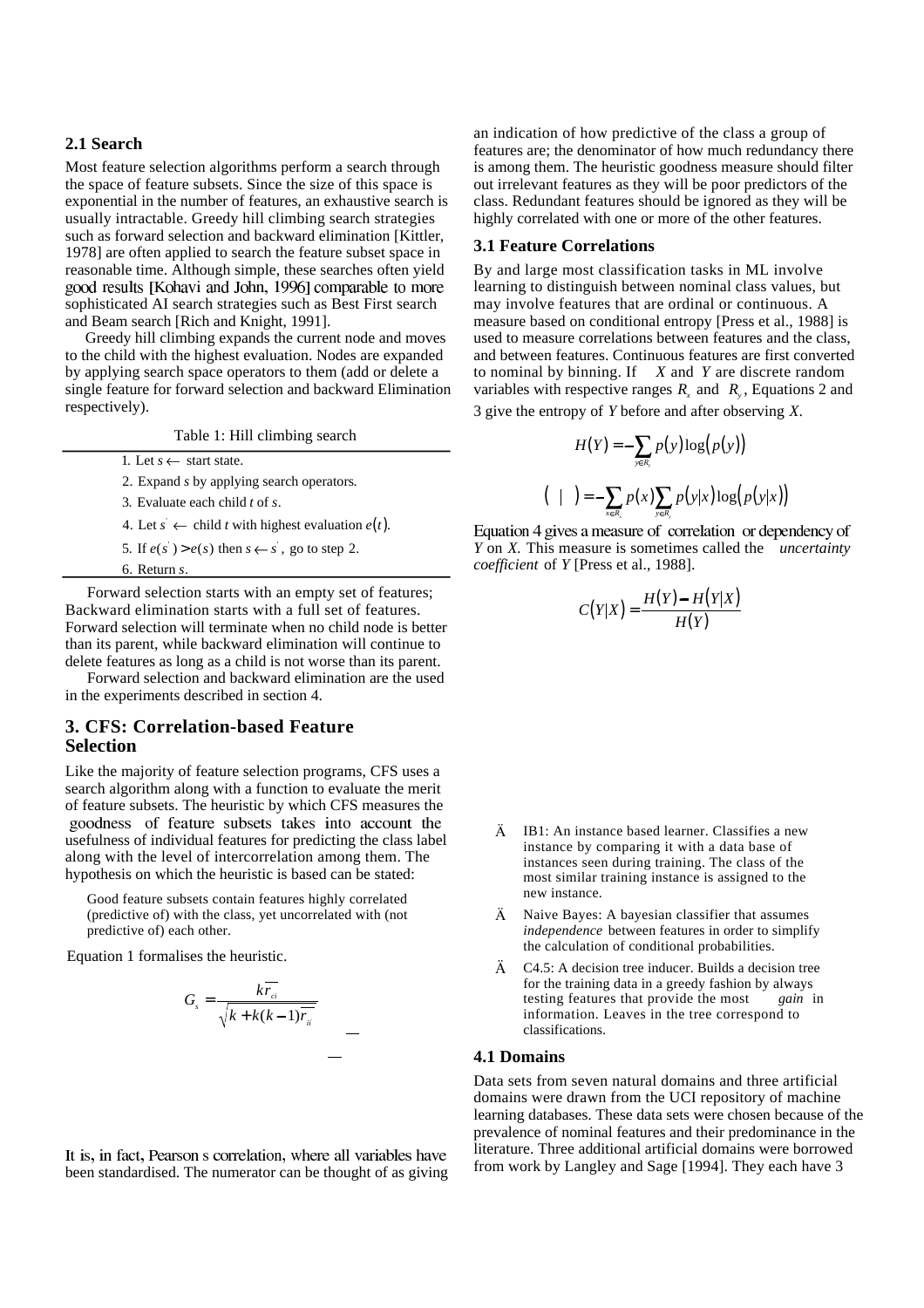### 2.1 Search

Most feature selection algorithms perform a search through the space of feature subsets. Since the size of this space is exponential in the number of features, an exhaustive search is usually intractable. Greedy hill climbing search strategies such as forward selection and backward elimination [Kittler, 1978] are often applied to search the feature subset space in reasonable time. Although simple, these searches often yield good results [Kohavi and John, 1996] comparable to more sophisticated AI search strategies such as Best First search and Beam search [Rich and Knight, 1991].

Greedy hill climbing expands the current node and moves to the child with the highest evaluation. Nodes are expanded by applying search space operators to them (add or delete a single feature for forward selection and backward Elimination respectively).

Table 1: Hill climbing search

1. Let $s \leftarrow$ start state.
2. Expand $s$ by applying search operators.
3. Evaluate each child $t$ of $s$.
4. Let $s' \leftarrow$ child $t$ with highest evaluation $e(t)$.
5. If $e(s') > e(s)$ then $s \leftarrow s'$, go to step 2.
6. Return $s$.

Forward selection starts with an empty set of features; Backward elimination starts with a full set of features. Forward selection will terminate when no child node is better than its parent, while backward elimination will continue to delete features as long as a child is not worse than its parent.

Forward selection and backward elimination are the used in the experiments described in section 4.

## 3. CFS: Correlation-based Feature Selection

Like the majority of feature selection programs, CFS uses a search algorithm along with a function to evaluate the merit of feature subsets. The heuristic by which CFS measures the goodness of feature subsets takes into account the usefulness of individual features for predicting the class label along with the level of intercorrelation among them. The hypothesis on which the heuristic is based can be stated:

> Good feature subsets contain features highly correlated (predictive of) with the class, yet uncorrelated with (not predictive of) each other.

Equation 1 formalises the heuristic.

$$G_s = \frac{k\overline{r_{ci}}}{\sqrt{k + k(k-1)\overline{r_{ii}}}}$$

It is, in fact, Pearson s correlation, where all variables have been standardised. The numerator can be thought of as giving an indication of how predictive of the class a group of features are; the denominator of how much redundancy there is among them. The heuristic goodness measure should filter out irrelevant features as they will be poor predictors of the class. Redundant features should be ignored as they will be highly correlated with one or more of the other features.

### 3.1 Feature Correlations

By and large most classification tasks in ML involve learning to distinguish between nominal class values, but may involve features that are ordinal or continuous. A measure based on conditional entropy [Press et al., 1988] is used to measure correlations between features and the class, and between features. Continuous features are first converted to nominal by binning. If $X$ and $Y$ are discrete random variables with respective ranges $R_x$ and $R_y$, Equations 2 and 3 give the entropy of $Y$ before and after observing $X$.

$$H(Y) = -\sum_{y \in R_y} p(y)\log(p(y))$$

$$( \mid ) = -\sum_{x \in R_x} p(x) \sum_{y \in R_y} p(y|x)\log(p(y|x))$$

Equation 4 gives a measure of correlation or dependency of $Y$ on $X$. This measure is sometimes called the *uncertainty coefficient* of $Y$ [Press et al., 1988].

$$C(Y|X) = \frac{H(Y) - H(Y|X)}{H(Y)}$$

- IB1: An instance based learner. Classifies a new instance by comparing it with a data base of instances seen during training. The class of the most similar training instance is assigned to the new instance.
- Naive Bayes: A bayesian classifier that assumes *independence* between features in order to simplify the calculation of conditional probabilities.
- C4.5: A decision tree inducer. Builds a decision tree for the training data in a greedy fashion by always testing features that provide the most *gain* in information. Leaves in the tree correspond to classifications.

### 4.1 Domains

Data sets from seven natural domains and three artificial domains were drawn from the UCI repository of machine learning databases. These data sets were chosen because of the prevalence of nominal features and their predominance in the literature. Three additional artificial domains were borrowed from work by Langley and Sage [1994]. They each have 3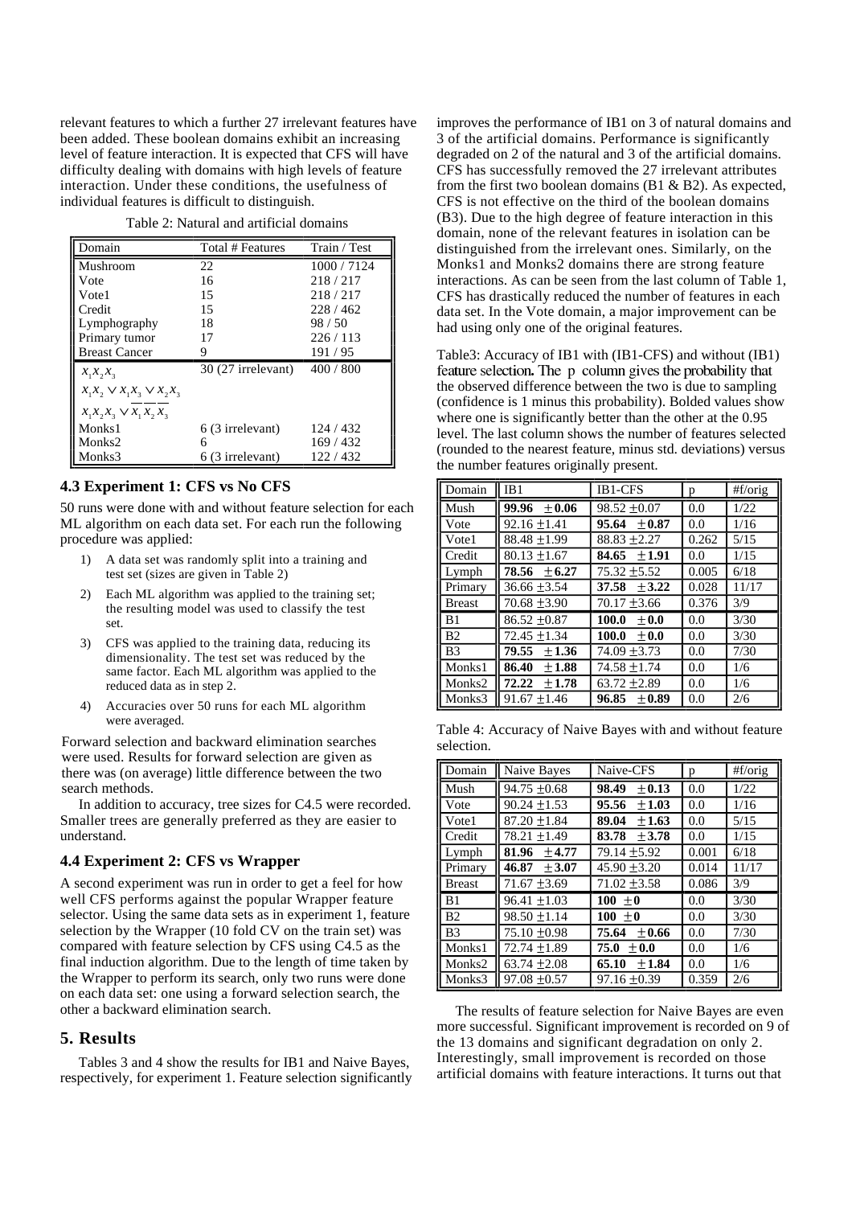relevant features to which a further 27 irrelevant features have been added. These boolean domains exhibit an increasing level of feature interaction. It is expected that CFS will have difficulty dealing with domains with high levels of feature interaction. Under these conditions, the usefulness of individual features is difficult to distinguish.

Table 2: Natural and artificial domains

| Domain | Total # Features | Train / Test |
|---|---|---|
| Mushroom | 22 | 1000 / 7124 |
| Vote | 16 | 218 / 217 |
| Vote1 | 15 | 218 / 217 |
| Credit | 15 | 228 / 462 |
| Lymphography | 18 | 98 / 50 |
| Primary tumor | 17 | 226 / 113 |
| Breast Cancer | 9 | 191 / 95 |
| $x_1x_2x_3$ | 30 (27 irrelevant) | 400 / 800 |
| $x_1x_2 \vee x_1x_3 \vee x_2x_3$ | | |
| $x_1x_2x_3 \vee \overline{x_1}\,\overline{x_2}\,\overline{x_3}$ | | |
| Monks1 | 6 (3 irrelevant) | 124 / 432 |
| Monks2 | 6 | 169 / 432 |
| Monks3 | 6 (3 irrelevant) | 122 / 432 |

### 4.3 Experiment 1: CFS vs No CFS

50 runs were done with and without feature selection for each ML algorithm on each data set. For each run the following procedure was applied:

1) A data set was randomly split into a training and test set (sizes are given in Table 2)
2) Each ML algorithm was applied to the training set; the resulting model was used to classify the test set.
3) CFS was applied to the training data, reducing its dimensionality. The test set was reduced by the same factor. Each ML algorithm was applied to the reduced data as in step 2.
4) Accuracies over 50 runs for each ML algorithm were averaged.

Forward selection and backward elimination searches were used. Results for forward selection are given as there was (on average) little difference between the two search methods.

In addition to accuracy, tree sizes for C4.5 were recorded. Smaller trees are generally preferred as they are easier to understand.

### 4.4 Experiment 2: CFS vs Wrapper

A second experiment was run in order to get a feel for how well CFS performs against the popular Wrapper feature selector. Using the same data sets as in experiment 1, feature selection by the Wrapper (10 fold CV on the train set) was compared with feature selection by CFS using C4.5 as the final induction algorithm. Due to the length of time taken by the Wrapper to perform its search, only two runs were done on each data set: one using a forward selection search, the other a backward elimination search.

## 5. Results

Tables 3 and 4 show the results for IB1 and Naive Bayes, respectively, for experiment 1. Feature selection significantly improves the performance of IB1 on 3 of natural domains and 3 of the artificial domains. Performance is significantly degraded on 2 of the natural and 3 of the artificial domains. CFS has successfully removed the 27 irrelevant attributes from the first two boolean domains (B1 & B2). As expected, CFS is not effective on the third of the boolean domains (B3). Due to the high degree of feature interaction in this domain, none of the relevant features in isolation can be distinguished from the irrelevant ones. Similarly, on the Monks1 and Monks2 domains there are strong feature interactions. As can be seen from the last column of Table 1, CFS has drastically reduced the number of features in each data set. In the Vote domain, a major improvement can be had using only one of the original features.

Table3: Accuracy of IB1 with (IB1-CFS) and without (IB1) feature selection. The p column gives the probability that the observed difference between the two is due to sampling (confidence is 1 minus this probability). Bolded values show where one is significantly better than the other at the 0.95 level. The last column shows the number of features selected (rounded to the nearest feature, minus std. deviations) versus the number features originally present.

| Domain | IB1 | IB1-CFS | p | #f/orig |
|---|---|---|---|---|
| Mush | **99.96 ±0.06** | 98.52 ±0.07 | 0.0 | 1/22 |
| Vote | 92.16 ±1.41 | **95.64 ±0.87** | 0.0 | 1/16 |
| Vote1 | 88.48 ±1.99 | 88.83 ±2.27 | 0.262 | 5/15 |
| Credit | 80.13 ±1.67 | **84.65 ±1.91** | 0.0 | 1/15 |
| Lymph | **78.56 ±6.27** | 75.32 ±5.52 | 0.005 | 6/18 |
| Primary | 36.66 ±3.54 | **37.58 ±3.22** | 0.028 | 11/17 |
| Breast | 70.68 ±3.90 | 70.17 ±3.66 | 0.376 | 3/9 |
| B1 | 86.52 ±0.87 | **100.0 ±0.0** | 0.0 | 3/30 |
| B2 | 72.45 ±1.34 | **100.0 ±0.0** | 0.0 | 3/30 |
| B3 | **79.55 ±1.36** | 74.09 ±3.73 | 0.0 | 7/30 |
| Monks1 | **86.40 ±1.88** | 74.58 ±1.74 | 0.0 | 1/6 |
| Monks2 | **72.22 ±1.78** | 63.72 ±2.89 | 0.0 | 1/6 |
| Monks3 | 91.67 ±1.46 | **96.85 ±0.89** | 0.0 | 2/6 |

Table 4: Accuracy of Naive Bayes with and without feature selection.

| Domain | Naive Bayes | Naive-CFS | p | #f/orig |
|---|---|---|---|---|
| Mush | 94.75 ±0.68 | **98.49 ±0.13** | 0.0 | 1/22 |
| Vote | 90.24 ±1.53 | **95.56 ±1.03** | 0.0 | 1/16 |
| Vote1 | 87.20 ±1.84 | **89.04 ±1.63** | 0.0 | 5/15 |
| Credit | 78.21 ±1.49 | **83.78 ±3.78** | 0.0 | 1/15 |
| Lymph | **81.96 ±4.77** | 79.14 ±5.92 | 0.001 | 6/18 |
| Primary | **46.87 ±3.07** | 45.90 ±3.20 | 0.014 | 11/17 |
| Breast | 71.67 ±3.69 | 71.02 ±3.58 | 0.086 | 3/9 |
| B1 | 96.41 ±1.03 | **100 ±0** | 0.0 | 3/30 |
| B2 | 98.50 ±1.14 | **100 ±0** | 0.0 | 3/30 |
| B3 | 75.10 ±0.98 | **75.64 ±0.66** | 0.0 | 7/30 |
| Monks1 | 72.74 ±1.89 | **75.0 ±0.0** | 0.0 | 1/6 |
| Monks2 | 63.74 ±2.08 | **65.10 ±1.84** | 0.0 | 1/6 |
| Monks3 | 97.08 ±0.57 | 97.16 ±0.39 | 0.359 | 2/6 |

The results of feature selection for Naive Bayes are even more successful. Significant improvement is recorded on 9 of the 13 domains and significant degradation on only 2. Interestingly, small improvement is recorded on those artificial domains with feature interactions. It turns out that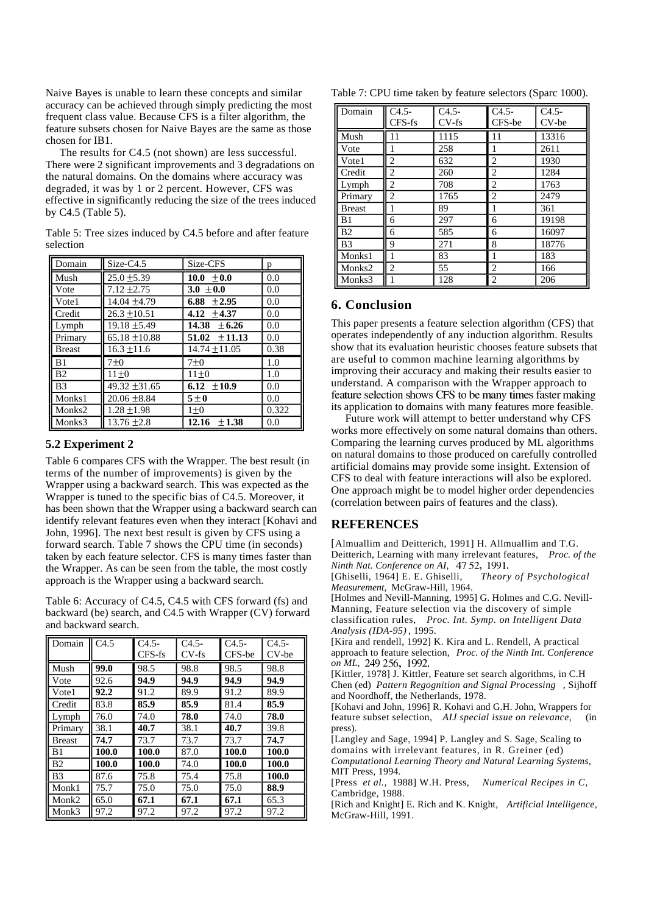Naive Bayes is unable to learn these concepts and similar accuracy can be achieved through simply predicting the most frequent class value. Because CFS is a filter algorithm, the feature subsets chosen for Naive Bayes are the same as those chosen for IB1.

The results for C4.5 (not shown) are less successful. There were 2 significant improvements and 3 degradations on the natural domains. On the domains where accuracy was degraded, it was by 1 or 2 percent. However, CFS was effective in significantly reducing the size of the trees induced by C4.5 (Table 5).

Table 5: Tree sizes induced by C4.5 before and after feature selection

| Domain | Size-C4.5 | Size-CFS | p |
|---|---|---|---|
| Mush | 25.0 ±5.39 | **10.0 ±0.0** | 0.0 |
| Vote | 7.12 ±2.75 | **3.0 ±0.0** | 0.0 |
| Vote1 | 14.04 ±4.79 | **6.88 ±2.95** | 0.0 |
| Credit | 26.3 ±10.51 | **4.12 ±4.37** | 0.0 |
| Lymph | 19.18 ±5.49 | **14.38 ±6.26** | 0.0 |
| Primary | 65.18 ±10.88 | **51.02 ±11.13** | 0.0 |
| Breast | 16.3 ±11.6 | 14.74 ±11.05 | 0.38 |
| B1 | 7±0 | 7±0 | 1.0 |
| B2 | 11±0 | 11±0 | 1.0 |
| B3 | 49.32 ±31.65 | **6.12 ±10.9** | 0.0 |
| Monks1 | 20.06 ±8.84 | **5±0** | 0.0 |
| Monks2 | 1.28 ±1.98 | 1±0 | 0.322 |
| Monks3 | 13.76 ±2.8 | **12.16 ±1.38** | 0.0 |

### 5.2 Experiment 2

Table 6 compares CFS with the Wrapper. The best result (in terms of the number of improvements) is given by the Wrapper using a backward search. This was expected as the Wrapper is tuned to the specific bias of C4.5. Moreover, it has been shown that the Wrapper using a backward search can identify relevant features even when they interact [Kohavi and John, 1996]. The next best result is given by CFS using a forward search. Table 7 shows the CPU time (in seconds) taken by each feature selector. CFS is many times faster than the Wrapper. As can be seen from the table, the most costly approach is the Wrapper using a backward search.

Table 6: Accuracy of C4.5, C4.5 with CFS forward (fs) and backward (be) search, and C4.5 with Wrapper (CV) forward and backward search.

| Domain | C4.5 | C4.5-CFS-fs | C4.5-CV-fs | C4.5-CFS-be | C4.5-CV-be |
|---|---|---|---|---|---|
| Mush | **99.0** | 98.5 | 98.8 | 98.5 | 98.8 |
| Vote | 92.6 | **94.9** | **94.9** | **94.9** | **94.9** |
| Vote1 | **92.2** | 91.2 | 89.9 | 91.2 | 89.9 |
| Credit | 83.8 | **85.9** | **85.9** | 81.4 | **85.9** |
| Lymph | 76.0 | 74.0 | **78.0** | 74.0 | **78.0** |
| Primary | 38.1 | **40.7** | 38.1 | **40.7** | 39.8 |
| Breast | **74.7** | 73.7 | 73.7 | 73.7 | **74.7** |
| B1 | **100.0** | **100.0** | 87.0 | **100.0** | **100.0** |
| B2 | **100.0** | **100.0** | 74.0 | **100.0** | **100.0** |
| B3 | 87.6 | 75.8 | 75.4 | 75.8 | **100.0** |
| Monk1 | 75.7 | 75.0 | 75.0 | 75.0 | **88.9** |
| Monk2 | 65.0 | **67.1** | **67.1** | **67.1** | 65.3 |
| Monk3 | 97.2 | 97.2 | 97.2 | 97.2 | 97.2 |

Table 7: CPU time taken by feature selectors (Sparc 1000).

| Domain | C4.5-CFS-fs | C4.5-CV-fs | C4.5-CFS-be | C4.5-CV-be |
|---|---|---|---|---|
| Mush | 11 | 1115 | 11 | 13316 |
| Vote | 1 | 258 | 1 | 2611 |
| Vote1 | 2 | 632 | 2 | 1930 |
| Credit | 2 | 260 | 2 | 1284 |
| Lymph | 2 | 708 | 2 | 1763 |
| Primary | 2 | 1765 | 2 | 2479 |
| Breast | 1 | 89 | 1 | 361 |
| B1 | 6 | 297 | 6 | 19198 |
| B2 | 6 | 585 | 6 | 16097 |
| B3 | 9 | 271 | 8 | 18776 |
| Monks1 | 1 | 83 | 1 | 183 |
| Monks2 | 2 | 55 | 2 | 166 |
| Monks3 | 1 | 128 | 2 | 206 |

## 6. Conclusion

This paper presents a feature selection algorithm (CFS) that operates independently of any induction algorithm. Results show that its evaluation heuristic chooses feature subsets that are useful to common machine learning algorithms by improving their accuracy and making their results easier to understand. A comparison with the Wrapper approach to feature selection shows CFS to be many times faster making its application to domains with many features more feasible.

Future work will attempt to better understand why CFS works more effectively on some natural domains than others. Comparing the learning curves produced by ML algorithms on natural domains to those produced on carefully controlled artificial domains may provide some insight. Extension of CFS to deal with feature interactions will also be explored. One approach might be to model higher order dependencies (correlation between pairs of features and the class).

## REFERENCES

[Almuallim and Deitterich, 1991] H. Allmuallim and T.G. Deitterich, Learning with many irrelevant features, *Proc. of the Ninth Nat. Conference on AI,* 47 52, 1991.

[Ghiselli, 1964] E. E. Ghiselli, *Theory of Psychological Measurement,* McGraw-Hill, 1964.

[Holmes and Nevill-Manning, 1995] G. Holmes and C.G. Nevill-Manning, Feature selection via the discovery of simple classification rules, *Proc. Int. Symp. on Intelligent Data Analysis (IDA-95)*, 1995.

[Kira and rendell, 1992] K. Kira and L. Rendell, A practical approach to feature selection, *Proc. of the Ninth Int. Conference on ML,* 249 256, 1992.

[Kittler, 1978] J. Kittler, Feature set search algorithms, in C.H Chen (ed) *Pattern Regognition and Signal Processing* , Sijhoff and Noordhoff, the Netherlands, 1978.

[Kohavi and John, 1996] R. Kohavi and G.H. John, Wrappers for feature subset selection, *AIJ special issue on relevance,* (in press).

[Langley and Sage, 1994] P. Langley and S. Sage, Scaling to domains with irrelevant features, in R. Greiner (ed) *Computational Learning Theory and Natural Learning Systems,* MIT Press, 1994.

[Press *et al.*, 1988] W.H. Press, *Numerical Recipes in C,* Cambridge, 1988.

[Rich and Knight] E. Rich and K. Knight, *Artificial Intelligence,* McGraw-Hill, 1991.